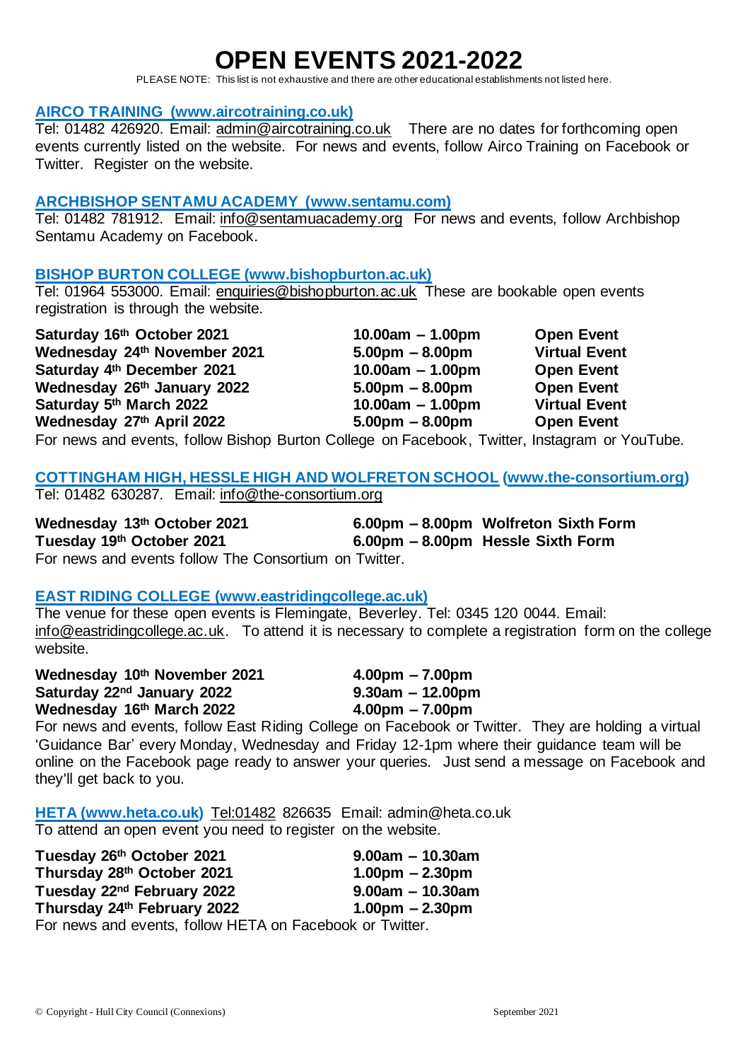# OPEN EVENTS 2021-2022

PLEASE NOTE: This list is not exhaustive and there are other educational establishments not listed here.

### AIRCO TRAINING (www.aircotraining.co.uk)

Tel: 01482 426920. Email: admin@aircotraining.co.uk There are no dates for forthcoming open events currently listed on the website. For news and events, follow Airco Training on Facebook or Twitter. Register on the website.

### ARCHBISHOP SENTAMU ACADEMY (www.sentamu.com)

Tel: 01482 781912. Email: info@sentamuacademy.org For news and events, follow Archbishop Sentamu Academy on Facebook.

### BISHOP BURTON COLLEGE (www.bishopburton.ac.uk)

Tel: 01964 553000. Email: enquiries@bishopburton.ac.uk These are bookable open events registration is through the website.

| | | |
|---|---|---|
| **Saturday 16th October 2021** | **10.00am – 1.00pm** | **Open Event** |
| **Wednesday 24th November 2021** | **5.00pm – 8.00pm** | **Virtual Event** |
| **Saturday 4th December 2021** | **10.00am – 1.00pm** | **Open Event** |
| **Wednesday 26th January 2022** | **5.00pm – 8.00pm** | **Open Event** |
| **Saturday 5th March 2022** | **10.00am – 1.00pm** | **Virtual Event** |
| **Wednesday 27th April 2022** | **5.00pm – 8.00pm** | **Open Event** |

For news and events, follow Bishop Burton College on Facebook, Twitter, Instagram or YouTube.

### COTTINGHAM HIGH, HESSLE HIGH AND WOLFRETON SCHOOL (www.the-consortium.org)

Tel: 01482 630287. Email: info@the-consortium.org

| | | |
|---|---|---|
| **Wednesday 13th October 2021** | **6.00pm – 8.00pm** | **Wolfreton Sixth Form** |
| **Tuesday 19th October 2021** | **6.00pm – 8.00pm** | **Hessle Sixth Form** |

For news and events follow The Consortium on Twitter.

### EAST RIDING COLLEGE (www.eastridingcollege.ac.uk)

The venue for these open events is Flemingate, Beverley. Tel: 0345 120 0044. Email: info@eastridingcollege.ac.uk. To attend it is necessary to complete a registration form on the college website.

| | |
|---|---|
| **Wednesday 10th November 2021** | **4.00pm – 7.00pm** |
| **Saturday 22nd January 2022** | **9.30am – 12.00pm** |
| **Wednesday 16th March 2022** | **4.00pm – 7.00pm** |

For news and events, follow East Riding College on Facebook or Twitter. They are holding a virtual 'Guidance Bar' every Monday, Wednesday and Friday 12-1pm where their guidance team will be online on the Facebook page ready to answer your queries. Just send a message on Facebook and they'll get back to you.

### HETA (www.heta.co.uk) Tel:01482 826635 Email: admin@heta.co.uk

To attend an open event you need to register on the website.

| | |
|---|---|
| **Tuesday 26th October 2021** | **9.00am – 10.30am** |
| **Thursday 28th October 2021** | **1.00pm – 2.30pm** |
| **Tuesday 22nd February 2022** | **9.00am – 10.30am** |
| **Thursday 24th February 2022** | **1.00pm – 2.30pm** |

For news and events, follow HETA on Facebook or Twitter.

© Copyright - Hull City Council (Connexions) September 2021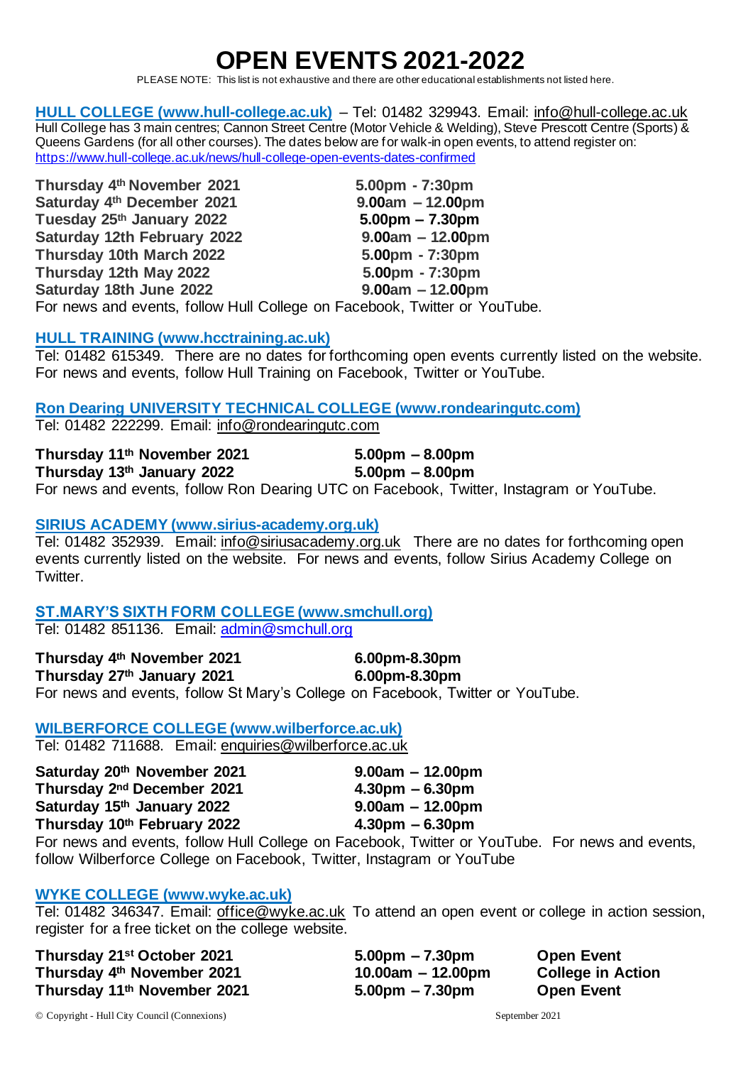# OPEN EVENTS 2021-2022

PLEASE NOTE: This list is not exhaustive and there are other educational establishments not listed here.

**HULL COLLEGE (www.hull-college.ac.uk)** – Tel: 01482 329943. Email: info@hull-college.ac.uk

Hull College has 3 main centres; Cannon Street Centre (Motor Vehicle & Welding), Steve Prescott Centre (Sports) & Queens Gardens (for all other courses). The dates below are for walk-in open events, to attend register on: https://www.hull-college.ac.uk/news/hull-college-open-events-dates-confirmed

| | |
|---|---|
| **Thursday 4th November 2021** | **5.00pm - 7:30pm** |
| **Saturday 4th December 2021** | **9.00am – 12.00pm** |
| **Tuesday 25th January 2022** | **5.00pm – 7.30pm** |
| **Saturday 12th February 2022** | **9.00am – 12.00pm** |
| **Thursday 10th March 2022** | **5.00pm - 7:30pm** |
| **Thursday 12th May 2022** | **5.00pm - 7:30pm** |
| **Saturday 18th June 2022** | **9.00am – 12.00pm** |

For news and events, follow Hull College on Facebook, Twitter or YouTube.

**HULL TRAINING (www.hcctraining.ac.uk)**

Tel: 01482 615349. There are no dates for forthcoming open events currently listed on the website. For news and events, follow Hull Training on Facebook, Twitter or YouTube.

**Ron Dearing UNIVERSITY TECHNICAL COLLEGE (www.rondearingutc.com)**

Tel: 01482 222299. Email: info@rondearingutc.com

| | |
|---|---|
| **Thursday 11th November 2021** | **5.00pm – 8.00pm** |
| **Thursday 13th January 2022** | **5.00pm – 8.00pm** |

For news and events, follow Ron Dearing UTC on Facebook, Twitter, Instagram or YouTube.

**SIRIUS ACADEMY (www.sirius-academy.org.uk)**

Tel: 01482 352939. Email: info@siriusacademy.org.uk There are no dates for forthcoming open events currently listed on the website. For news and events, follow Sirius Academy College on Twitter.

**ST.MARY'S SIXTH FORM COLLEGE (www.smchull.org)**

Tel: 01482 851136. Email: admin@smchull.org

| | |
|---|---|
| **Thursday 4th November 2021** | **6.00pm-8.30pm** |
| **Thursday 27th January 2021** | **6.00pm-8.30pm** |

For news and events, follow St Mary's College on Facebook, Twitter or YouTube.

**WILBERFORCE COLLEGE (www.wilberforce.ac.uk)**

Tel: 01482 711688. Email: enquiries@wilberforce.ac.uk

| | |
|---|---|
| **Saturday 20th November 2021** | **9.00am – 12.00pm** |
| **Thursday 2nd December 2021** | **4.30pm – 6.30pm** |
| **Saturday 15th January 2022** | **9.00am – 12.00pm** |
| **Thursday 10th February 2022** | **4.30pm – 6.30pm** |

For news and events, follow Hull College on Facebook, Twitter or YouTube. For news and events, follow Wilberforce College on Facebook, Twitter, Instagram or YouTube

**WYKE COLLEGE (www.wyke.ac.uk)**

Tel: 01482 346347. Email: office@wyke.ac.uk To attend an open event or college in action session, register for a free ticket on the college website.

| | | |
|---|---|---|
| **Thursday 21st October 2021** | **5.00pm – 7.30pm** | **Open Event** |
| **Thursday 4th November 2021** | **10.00am – 12.00pm** | **College in Action** |
| **Thursday 11th November 2021** | **5.00pm – 7.30pm** | **Open Event** |

© Copyright - Hull City Council (Connexions) September 2021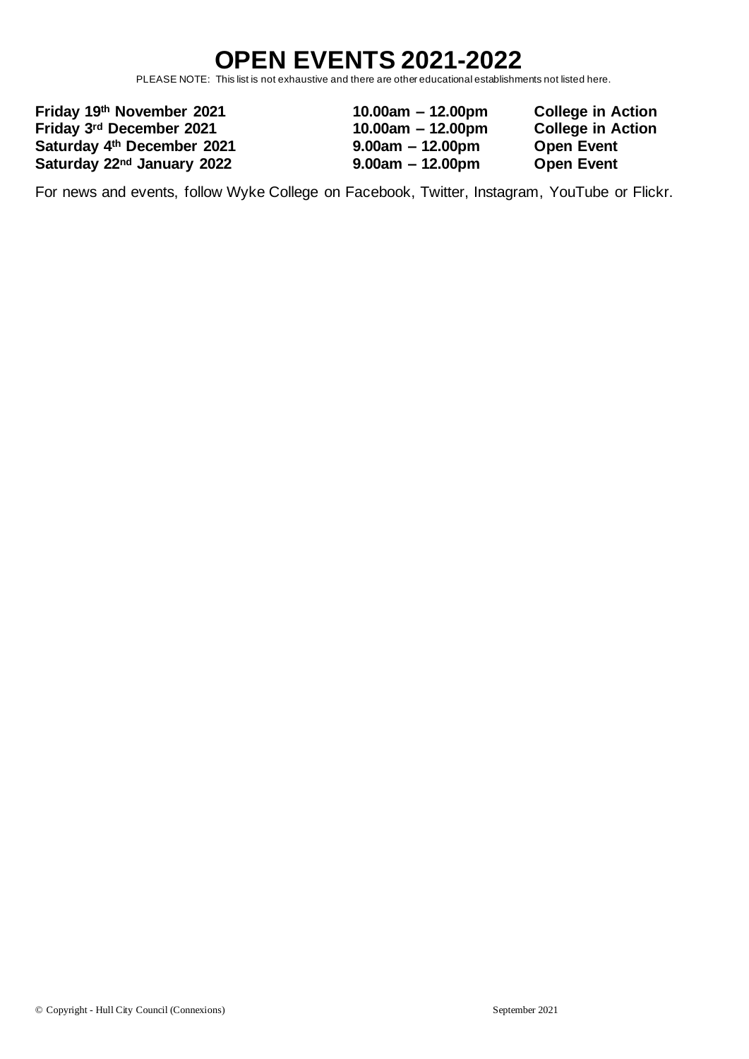# OPEN EVENTS 2021-2022

PLEASE NOTE: This list is not exhaustive and there are other educational establishments not listed here.

| | | |
|---|---|---|
| **Friday 19th November 2021** | **10.00am – 12.00pm** | **College in Action** |
| **Friday 3rd December 2021** | **10.00am – 12.00pm** | **College in Action** |
| **Saturday 4th December 2021** | **9.00am – 12.00pm** | **Open Event** |
| **Saturday 22nd January 2022** | **9.00am – 12.00pm** | **Open Event** |

For news and events, follow Wyke College on Facebook, Twitter, Instagram, YouTube or Flickr.